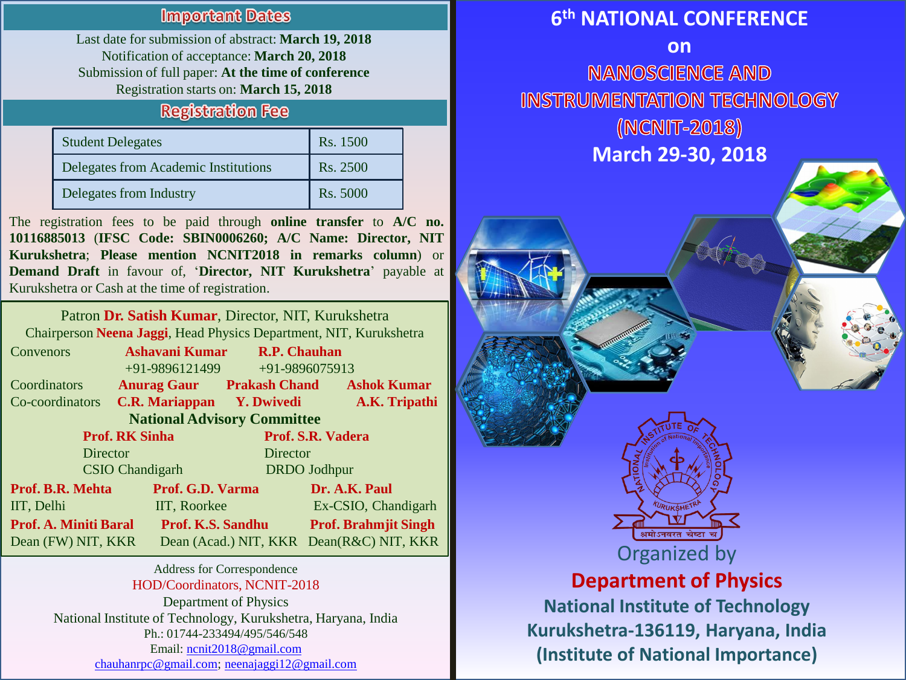## Important Dates

Last date for submission of abstract: **March 19, 2018**
Notification of acceptance: **March 20, 2018**
Submission of full paper: **At the time of conference**
Registration starts on: **March 15, 2018**

## Registration Fee

| Student Delegates | Rs. 1500 |
|---|---|
| Delegates from Academic Institutions | Rs. 2500 |
| Delegates from Industry | Rs. 5000 |

The registration fees to be paid through **online transfer** to **A/C no. 10116885013** (**IFSC Code: SBIN0006260; A/C Name: Director, NIT Kurukshetra**; **Please mention NCNIT2018 in remarks column**) or **Demand Draft** in favour of, '**Director, NIT Kurukshetra**' payable at Kurukshetra or Cash at the time of registration.

Patron **Dr. Satish Kumar**, Director, NIT, Kurukshetra
Chairperson **Neena Jaggi**, Head Physics Department, NIT, Kurukshetra

Convenors **Ashavani Kumar** +91-9896121499, **R.P. Chauhan** +91-9896075913

Coordinators **Anurag Gaur**, **Prakash Chand**, **Ashok Kumar**

Co-coordinators **C.R. Mariappan**, **Y. Dwivedi**, **A.K. Tripathi**

### National Advisory Committee

**Prof. RK Sinha**
Director
CSIO Chandigarh

**Prof. S.R. Vadera**
Director
DRDO Jodhpur

**Prof. B.R. Mehta**
IIT, Delhi

**Prof. G.D. Varma**
IIT, Roorkee

**Dr. A.K. Paul**
Ex-CSIO, Chandigarh

**Prof. A. Miniti Baral**
Dean (FW) NIT, KKR

**Prof. K.S. Sandhu**
Dean (Acad.) NIT, KKR

**Prof. Brahmjit Singh**
Dean(R&C) NIT, KKR

Address for Correspondence
HOD/Coordinators, NCNIT-2018
Department of Physics
National Institute of Technology, Kurukshetra, Haryana, India
Ph.: 01744-233494/495/546/548
Email: ncnit2018@gmail.com
chauhanrpc@gmail.com; neenajaggi12@gmail.com

# 6th NATIONAL CONFERENCE on NANOSCIENCE AND INSTRUMENTATION TECHNOLOGY (NCNIT-2018)

**March 29-30, 2018**

Organized by

**Department of Physics**

**National Institute of Technology**
**Kurukshetra-136119, Haryana, India**
**(Institute of National Importance)**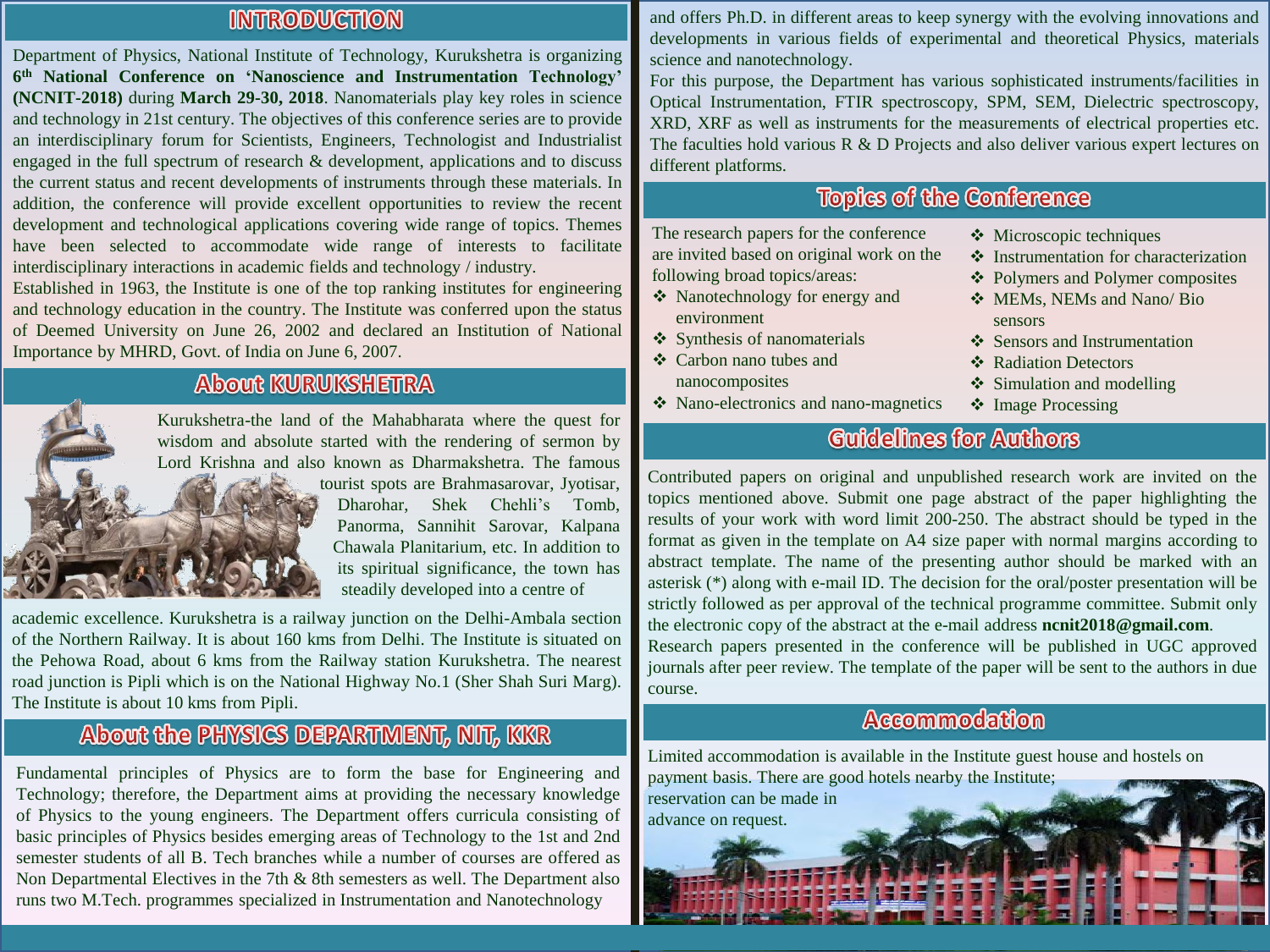## INTRODUCTION

Department of Physics, National Institute of Technology, Kurukshetra is organizing **6th National Conference on 'Nanoscience and Instrumentation Technology' (NCNIT-2018)** during **March 29-30, 2018**. Nanomaterials play key roles in science and technology in 21st century. The objectives of this conference series are to provide an interdisciplinary forum for Scientists, Engineers, Technologist and Industrialist engaged in the full spectrum of research & development, applications and to discuss the current status and recent developments of instruments through these materials. In addition, the conference will provide excellent opportunities to review the recent development and technological applications covering wide range of topics. Themes have been selected to accommodate wide range of interests to facilitate interdisciplinary interactions in academic fields and technology / industry.

Established in 1963, the Institute is one of the top ranking institutes for engineering and technology education in the country. The Institute was conferred upon the status of Deemed University on June 26, 2002 and declared an Institution of National Importance by MHRD, Govt. of India on June 6, 2007.

## About KURUKSHETRA

Kurukshetra-the land of the Mahabharata where the quest for wisdom and absolute started with the rendering of sermon by Lord Krishna and also known as Dharmakshetra. The famous tourist spots are Brahmasarovar, Jyotisar, Dharohar, Shek Chehli's Tomb, Panorma, Sannihit Sarovar, Kalpana Chawala Planitarium, etc. In addition to its spiritual significance, the town has steadily developed into a centre of academic excellence. Kurukshetra is a railway junction on the Delhi-Ambala section of the Northern Railway. It is about 160 kms from Delhi. The Institute is situated on the Pehowa Road, about 6 kms from the Railway station Kurukshetra. The nearest road junction is Pipli which is on the National Highway No.1 (Sher Shah Suri Marg). The Institute is about 10 kms from Pipli.

## About the PHYSICS DEPARTMENT, NIT, KKR

Fundamental principles of Physics are to form the base for Engineering and Technology; therefore, the Department aims at providing the necessary knowledge of Physics to the young engineers. The Department offers curricula consisting of basic principles of Physics besides emerging areas of Technology to the 1st and 2nd semester students of all B. Tech branches while a number of courses are offered as Non Departmental Electives in the 7th & 8th semesters as well. The Department also runs two M.Tech. programmes specialized in Instrumentation and Nanotechnology and offers Ph.D. in different areas to keep synergy with the evolving innovations and developments in various fields of experimental and theoretical Physics, materials science and nanotechnology.

For this purpose, the Department has various sophisticated instruments/facilities in Optical Instrumentation, FTIR spectroscopy, SPM, SEM, Dielectric spectroscopy, XRD, XRF as well as instruments for the measurements of electrical properties etc. The faculties hold various R & D Projects and also deliver various expert lectures on different platforms.

## Topics of the Conference

The research papers for the conference are invited based on original work on the following broad topics/areas:

- Nanotechnology for energy and environment
- Synthesis of nanomaterials
- Carbon nano tubes and nanocomposites
- Nano-electronics and nano-magnetics
- Microscopic techniques
- Instrumentation for characterization
- Polymers and Polymer composites
- MEMs, NEMs and Nano/ Bio sensors
- Sensors and Instrumentation
- Radiation Detectors
- Simulation and modelling
- Image Processing

## Guidelines for Authors

Contributed papers on original and unpublished research work are invited on the topics mentioned above. Submit one page abstract of the paper highlighting the results of your work with word limit 200-250. The abstract should be typed in the format as given in the template on A4 size paper with normal margins according to abstract template. The name of the presenting author should be marked with an asterisk (*) along with e-mail ID. The decision for the oral/poster presentation will be strictly followed as per approval of the technical programme committee. Submit only the electronic copy of the abstract at the e-mail address **ncnit2018@gmail.com**.

Research papers presented in the conference will be published in UGC approved journals after peer review. The template of the paper will be sent to the authors in due course.

## Accommodation

Limited accommodation is available in the Institute guest house and hostels on payment basis. There are good hotels nearby the Institute; reservation can be made in advance on request.